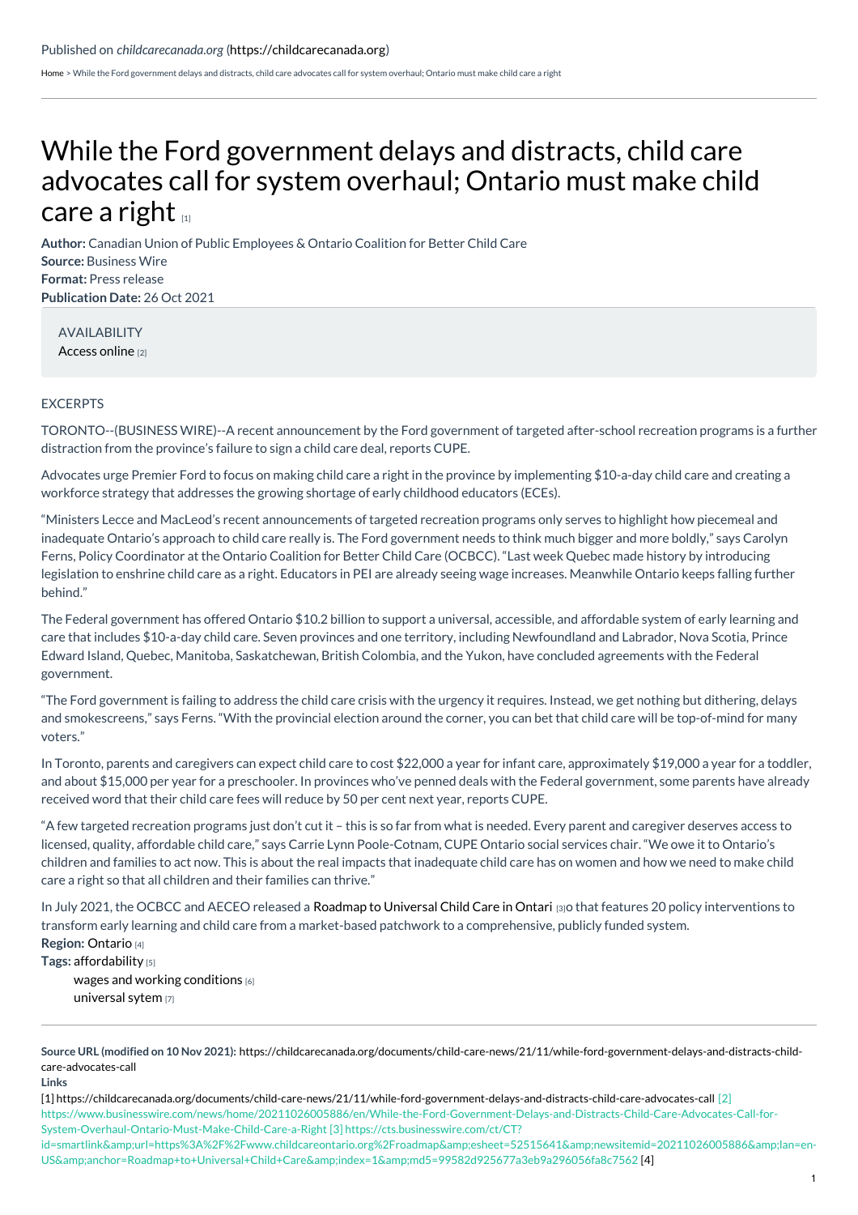Published on *childcarecanada.org* (https://childcarecanada.org)

Home > While the Ford government delays and distracts, child care advocates call for system overhaul; Ontario must make child care a right

# While the Ford government delays and distracts, child care advocates call for system overhaul; Ontario must make child care a right [1]

**Author:** Canadian Union of Public Employees & Ontario Coalition for Better Child Care
**Source:** Business Wire
**Format:** Press release
**Publication Date:** 26 Oct 2021

AVAILABILITY
Access online [2]

EXCERPTS

TORONTO--(BUSINESS WIRE)--A recent announcement by the Ford government of targeted after-school recreation programs is a further distraction from the province's failure to sign a child care deal, reports CUPE.

Advocates urge Premier Ford to focus on making child care a right in the province by implementing $10-a-day child care and creating a workforce strategy that addresses the growing shortage of early childhood educators (ECEs).

"Ministers Lecce and MacLeod's recent announcements of targeted recreation programs only serves to highlight how piecemeal and inadequate Ontario's approach to child care really is. The Ford government needs to think much bigger and more boldly," says Carolyn Ferns, Policy Coordinator at the Ontario Coalition for Better Child Care (OCBCC). "Last week Quebec made history by introducing legislation to enshrine child care as a right. Educators in PEI are already seeing wage increases. Meanwhile Ontario keeps falling further behind."

The Federal government has offered Ontario $10.2 billion to support a universal, accessible, and affordable system of early learning and care that includes $10-a-day child care. Seven provinces and one territory, including Newfoundland and Labrador, Nova Scotia, Prince Edward Island, Quebec, Manitoba, Saskatchewan, British Colombia, and the Yukon, have concluded agreements with the Federal government.

"The Ford government is failing to address the child care crisis with the urgency it requires. Instead, we get nothing but dithering, delays and smokescreens," says Ferns. "With the provincial election around the corner, you can bet that child care will be top-of-mind for many voters."

In Toronto, parents and caregivers can expect child care to cost $22,000 a year for infant care, approximately $19,000 a year for a toddler, and about $15,000 per year for a preschooler. In provinces who've penned deals with the Federal government, some parents have already received word that their child care fees will reduce by 50 per cent next year, reports CUPE.

"A few targeted recreation programs just don't cut it – this is so far from what is needed. Every parent and caregiver deserves access to licensed, quality, affordable child care," says Carrie Lynn Poole-Cotnam, CUPE Ontario social services chair. "We owe it to Ontario's children and families to act now. This is about the real impacts that inadequate child care has on women and how we need to make child care a right so that all children and their families can thrive."

In July 2021, the OCBCC and AECEO released a Roadmap to Universal Child Care in Ontari [3]o that features 20 policy interventions to transform early learning and child care from a market-based patchwork to a comprehensive, publicly funded system.

**Region:** Ontario [4]
**Tags:** affordability [5]
wages and working conditions [6]
universal sytem [7]

---

**Source URL (modified on 10 Nov 2021):** https://childcarecanada.org/documents/child-care-news/21/11/while-ford-government-delays-and-distracts-child-care-advocates-call

**Links**
[1] https://childcarecanada.org/documents/child-care-news/21/11/while-ford-government-delays-and-distracts-child-care-advocates-call [2] https://www.businesswire.com/news/home/20211026005886/en/While-the-Ford-Government-Delays-and-Distracts-Child-Care-Advocates-Call-for-System-Overhaul-Ontario-Must-Make-Child-Care-a-Right [3] https://cts.businesswire.com/ct/CT?id=smartlink&amp;url=https%3A%2F%2Fwww.childcareontario.org%2Froadmap&amp;esheet=52515641&amp;newsitemid=20211026005886&amp;lan=en-US&amp;anchor=Roadmap+to+Universal+Child+Care&amp;index=1&amp;md5=99582d925677a3eb9a296056fa8c7562 [4]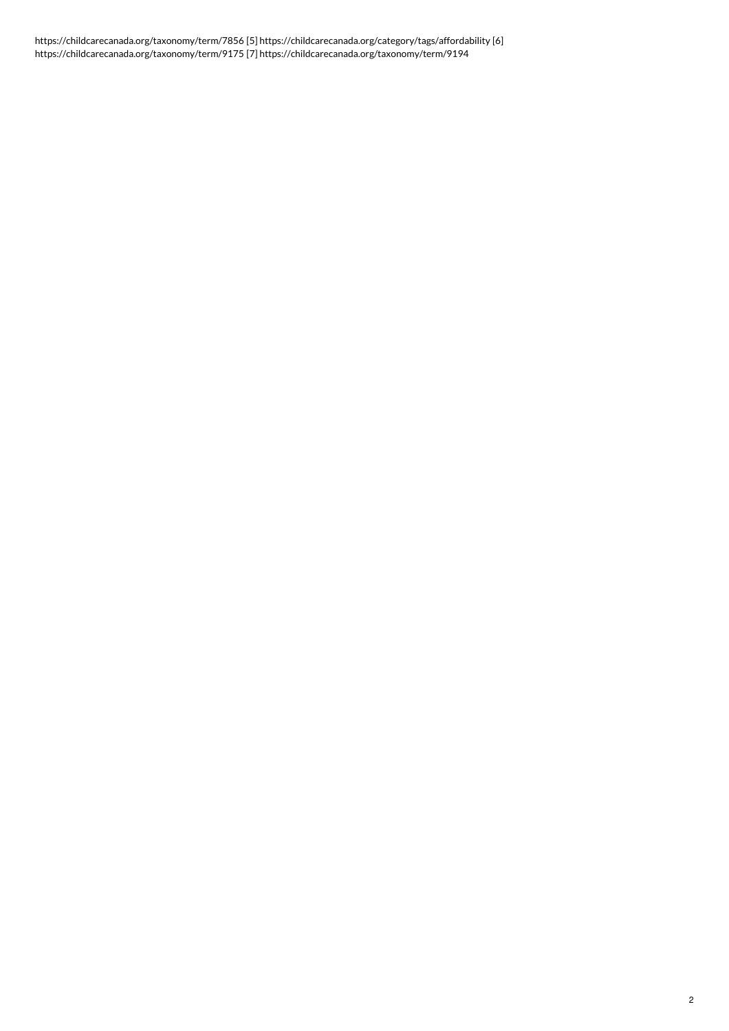https://childcarecanada.org/taxonomy/term/7856 [5] https://childcarecanada.org/category/tags/affordability [6] https://childcarecanada.org/taxonomy/term/9175 [7] https://childcarecanada.org/taxonomy/term/9194